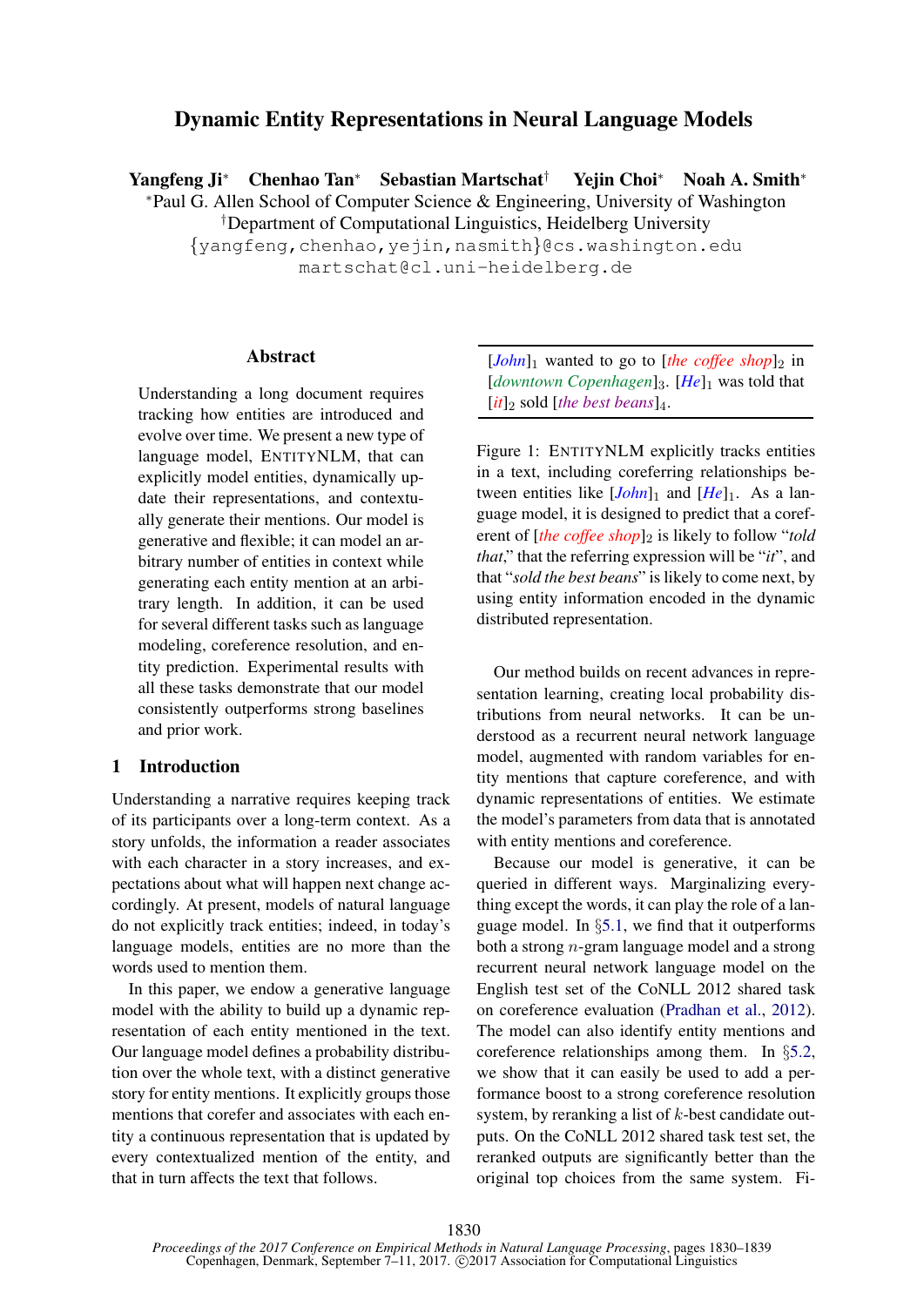# Dynamic Entity Representations in Neural Language Models

**Yangfeng Ji**[*] **Chenhao Tan**[*] **Sebastian Martschat**[†] **Yejin Choi**[*] **Noah A. Smith**[*]

[*]Paul G. Allen School of Computer Science & Engineering, University of Washington
[†]Department of Computational Linguistics, Heidelberg University
{yangfeng,chenhao,yejin,nasmith}@cs.washington.edu
martschat@cl.uni-heidelberg.de

## Abstract

Understanding a long document requires tracking how entities are introduced and evolve over time. We present a new type of language model, ENTITYNLM, that can explicitly model entities, dynamically update their representations, and contextually generate their mentions. Our model is generative and flexible; it can model an arbitrary number of entities in context while generating each entity mention at an arbitrary length. In addition, it can be used for several different tasks such as language modeling, coreference resolution, and entity prediction. Experimental results with all these tasks demonstrate that our model consistently outperforms strong baselines and prior work.

## 1 Introduction

Understanding a narrative requires keeping track of its participants over a long-term context. As a story unfolds, the information a reader associates with each character in a story increases, and expectations about what will happen next change accordingly. At present, models of natural language do not explicitly track entities; indeed, in today's language models, entities are no more than the words used to mention them.

In this paper, we endow a generative language model with the ability to build up a dynamic representation of each entity mentioned in the text. Our language model defines a probability distribution over the whole text, with a distinct generative story for entity mentions. It explicitly groups those mentions that corefer and associates with each entity a continuous representation that is updated by every contextualized mention of the entity, and that in turn affects the text that follows.

[*John*]$_1$ wanted to go to [*the coffee shop*]$_2$ in [*downtown Copenhagen*]$_3$. [*He*]$_1$ was told that [*it*]$_2$ sold [*the best beans*]$_4$.

Figure 1: ENTITYNLM explicitly tracks entities in a text, including coreferring relationships between entities like [*John*]$_1$ and [*He*]$_1$. As a language model, it is designed to predict that a coreferent of [*the coffee shop*]$_2$ is likely to follow "*told that*," that the referring expression will be "*it*", and that "*sold the best beans*" is likely to come next, by using entity information encoded in the dynamic distributed representation.

Our method builds on recent advances in representation learning, creating local probability distributions from neural networks. It can be understood as a recurrent neural network language model, augmented with random variables for entity mentions that capture coreference, and with dynamic representations of entities. We estimate the model's parameters from data that is annotated with entity mentions and coreference.

Because our model is generative, it can be queried in different ways. Marginalizing everything except the words, it can play the role of a language model. In §5.1, we find that it outperforms both a strong $n$-gram language model and a strong recurrent neural network language model on the English test set of the CoNLL 2012 shared task on coreference evaluation (Pradhan et al., 2012). The model can also identify entity mentions and coreference relationships among them. In §5.2, we show that it can easily be used to add a performance boost to a strong coreference resolution system, by reranking a list of $k$-best candidate outputs. On the CoNLL 2012 shared task test set, the reranked outputs are significantly better than the original top choices from the same system. Fi-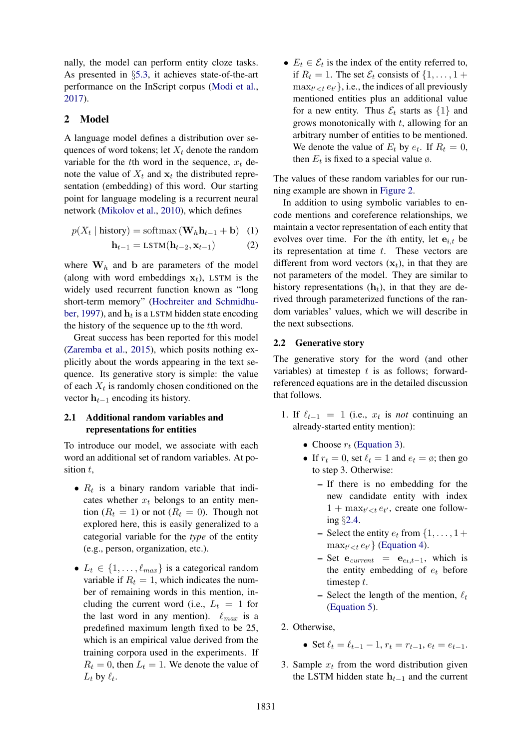nally, the model can perform entity cloze tasks. As presented in §5.3, it achieves state-of-the-art performance on the InScript corpus (Modi et al., 2017).

## 2 Model

A language model defines a distribution over sequences of word tokens; let $X_t$ denote the random variable for the $t$th word in the sequence, $x_t$ denote the value of $X_t$ and $\mathbf{x}_t$ the distributed representation (embedding) of this word. Our starting point for language modeling is a recurrent neural network (Mikolov et al., 2010), which defines

$$p(X_t \mid \text{history}) = \text{softmax}\left(\mathbf{W}_h \mathbf{h}_{t-1} + \mathbf{b}\right) \quad (1)$$

$$\mathbf{h}_{t-1} = \text{LSTM}(\mathbf{h}_{t-2}, \mathbf{x}_{t-1}) \quad (2)$$

where $\mathbf{W}_h$ and $\mathbf{b}$ are parameters of the model (along with word embeddings $\mathbf{x}_t$), LSTM is the widely used recurrent function known as "long short-term memory" (Hochreiter and Schmidhuber, 1997), and $\mathbf{h}_t$ is a LSTM hidden state encoding the history of the sequence up to the $t$th word.

Great success has been reported for this model (Zaremba et al., 2015), which posits nothing explicitly about the words appearing in the text sequence. Its generative story is simple: the value of each $X_t$ is randomly chosen conditioned on the vector $\mathbf{h}_{t-1}$ encoding its history.

### 2.1 Additional random variables and representations for entities

To introduce our model, we associate with each word an additional set of random variables. At position $t$,

- $R_t$ is a binary random variable that indicates whether $x_t$ belongs to an entity mention ($R_t = 1$) or not ($R_t = 0$). Though not explored here, this is easily generalized to a categorial variable for the *type* of the entity (e.g., person, organization, etc.).
- $L_t \in \{1, \ldots, \ell_{max}\}$ is a categorical random variable if $R_t = 1$, which indicates the number of remaining words in this mention, including the current word (i.e., $L_t = 1$ for the last word in any mention). $\ell_{max}$ is a predefined maximum length fixed to be 25, which is an empirical value derived from the training corpora used in the experiments. If $R_t = 0$, then $L_t = 1$. We denote the value of $L_t$ by $\ell_t$.
- $E_t \in \mathcal{E}_t$ is the index of the entity referred to, if $R_t = 1$. The set $\mathcal{E}_t$ consists of $\{1, \ldots, 1 + \max_{t'<t} e_{t'}\}$, i.e., the indices of all previously mentioned entities plus an additional value for a new entity. Thus $\mathcal{E}_t$ starts as $\{1\}$ and grows monotonically with $t$, allowing for an arbitrary number of entities to be mentioned. We denote the value of $E_t$ by $e_t$. If $R_t = 0$, then $E_t$ is fixed to a special value $\varnothing$.

The values of these random variables for our running example are shown in Figure 2.

In addition to using symbolic variables to encode mentions and coreference relationships, we maintain a vector representation of each entity that evolves over time. For the $i$th entity, let $\mathbf{e}_{i,t}$ be its representation at time $t$. These vectors are different from word vectors ($\mathbf{x}_t$), in that they are not parameters of the model. They are similar to history representations ($\mathbf{h}_t$), in that they are derived through parameterized functions of the random variables' values, which we will describe in the next subsections.

### 2.2 Generative story

The generative story for the word (and other variables) at timestep $t$ is as follows; forward-referenced equations are in the detailed discussion that follows.

1. If $\ell_{t-1} = 1$ (i.e., $x_t$ is *not* continuing an already-started entity mention):
   - Choose $r_t$ (Equation 3).
   - If $r_t = 0$, set $\ell_t = 1$ and $e_t = \varnothing$; then go to step 3. Otherwise:
     - If there is no embedding for the new candidate entity with index $1 + \max_{t'<t} e_{t'}$, create one following §2.4.
     - Select the entity $e_t$ from $\{1, \ldots, 1 + \max_{t'<t} e_{t'}\}$ (Equation 4).
     - Set $\mathbf{e}_{current} = \mathbf{e}_{e_t, t-1}$, which is the entity embedding of $e_t$ before timestep $t$.
     - Select the length of the mention, $\ell_t$ (Equation 5).
2. Otherwise,
   - Set $\ell_t = \ell_{t-1} - 1$, $r_t = r_{t-1}$, $e_t = e_{t-1}$.
3. Sample $x_t$ from the word distribution given the LSTM hidden state $\mathbf{h}_{t-1}$ and the current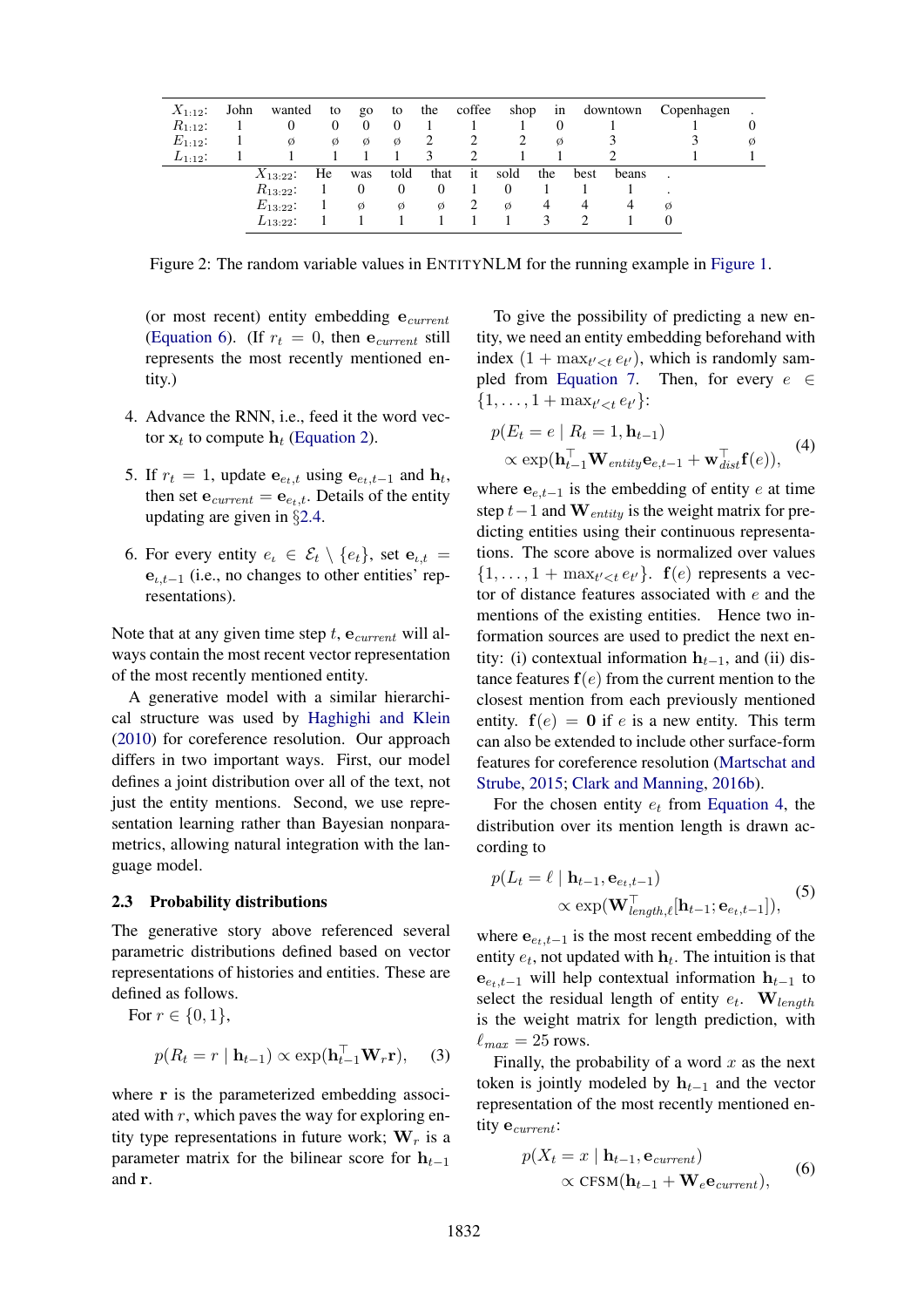| $X_{1:12}$: | John | wanted | to | go | to | the | coffee | shop | in | downtown | Copenhagen | . |
|---|---|---|---|---|---|---|---|---|---|---|---|---|
| $R_{1:12}$: | 1 | 0 | 0 | 0 | 0 | 1 | 1 | 1 | 0 | 1 | 1 | 0 |
| $E_{1:12}$: | 1 | ø | ø | ø | ø | 2 | 2 | 2 | ø | 3 | 3 | ø |
| $L_{1:12}$: | 1 | 1 | 1 | 1 | 1 | 3 | 2 | 1 | 1 | 2 | 1 | 1 |

| $X_{13:22}$: | He | was | told | that | it | sold | the | best | beans | . |
|---|---|---|---|---|---|---|---|---|---|---|
| $R_{13:22}$: | 1 | 0 | 0 | 0 | 1 | 0 | 1 | 1 | 1 | . |
| $E_{13:22}$: | 1 | ø | ø | ø | 2 | ø | 4 | 4 | 4 | ø |
| $L_{13:22}$: | 1 | 1 | 1 | 1 | 1 | 1 | 3 | 2 | 1 | 0 |

Figure 2: The random variable values in ENTITYNLM for the running example in Figure 1.

(or most recent) entity embedding $\mathbf{e}_{current}$ (Equation 6). (If $r_t = 0$, then $\mathbf{e}_{current}$ still represents the most recently mentioned entity.)

4. Advance the RNN, i.e., feed it the word vector $\mathbf{x}_t$ to compute $\mathbf{h}_t$ (Equation 2).

5. If $r_t = 1$, update $\mathbf{e}_{e_t,t}$ using $\mathbf{e}_{e_t,t-1}$ and $\mathbf{h}_t$, then set $\mathbf{e}_{current} = \mathbf{e}_{e_t,t}$. Details of the entity updating are given in §2.4.

6. For every entity $e_\iota \in \mathcal{E}_t \setminus \{e_t\}$, set $\mathbf{e}_{\iota,t} = \mathbf{e}_{\iota,t-1}$ (i.e., no changes to other entities' representations).

Note that at any given time step $t$, $\mathbf{e}_{current}$ will always contain the most recent vector representation of the most recently mentioned entity.

A generative model with a similar hierarchical structure was used by Haghighi and Klein (2010) for coreference resolution. Our approach differs in two important ways. First, our model defines a joint distribution over all of the text, not just the entity mentions. Second, we use representation learning rather than Bayesian nonparametrics, allowing natural integration with the language model.

### 2.3 Probability distributions

The generative story above referenced several parametric distributions defined based on vector representations of histories and entities. These are defined as follows.

For $r \in \{0, 1\}$,

$$p(R_t = r \mid \mathbf{h}_{t-1}) \propto \exp(\mathbf{h}_{t-1}^\top \mathbf{W}_r \mathbf{r}), \quad (3)$$

where $\mathbf{r}$ is the parameterized embedding associated with $r$, which paves the way for exploring entity type representations in future work; $\mathbf{W}_r$ is a parameter matrix for the bilinear score for $\mathbf{h}_{t-1}$ and $\mathbf{r}$.

To give the possibility of predicting a new entity, we need an entity embedding beforehand with index $(1 + \max_{t'<t} e_{t'})$, which is randomly sampled from Equation 7. Then, for every $e \in \{1, \ldots, 1 + \max_{t'<t} e_{t'}\}$:

$$\begin{aligned} p(E_t = e \mid R_t = 1, \mathbf{h}_{t-1}) \\ \propto \exp(\mathbf{h}_{t-1}^\top \mathbf{W}_{entity} \mathbf{e}_{e,t-1} + \mathbf{w}_{dist}^\top \mathbf{f}(e)), \end{aligned} \quad (4)$$

where $\mathbf{e}_{e,t-1}$ is the embedding of entity $e$ at time step $t-1$ and $\mathbf{W}_{entity}$ is the weight matrix for predicting entities using their continuous representations. The score above is normalized over values $\{1, \ldots, 1 + \max_{t'<t} e_{t'}\}$. $\mathbf{f}(e)$ represents a vector of distance features associated with $e$ and the mentions of the existing entities. Hence two information sources are used to predict the next entity: (i) contextual information $\mathbf{h}_{t-1}$, and (ii) distance features $\mathbf{f}(e)$ from the current mention to the closest mention from each previously mentioned entity. $\mathbf{f}(e) = \mathbf{0}$ if $e$ is a new entity. This term can also be extended to include other surface-form features for coreference resolution (Martschat and Strube, 2015; Clark and Manning, 2016b).

For the chosen entity $e_t$ from Equation 4, the distribution over its mention length is drawn according to

$$\begin{aligned} p(L_t = \ell \mid \mathbf{h}_{t-1}, \mathbf{e}_{e_t,t-1}) \\ \propto \exp(\mathbf{W}_{length,\ell}^\top [\mathbf{h}_{t-1}; \mathbf{e}_{e_t,t-1}]), \end{aligned} \quad (5)$$

where $\mathbf{e}_{e_t,t-1}$ is the most recent embedding of the entity $e_t$, not updated with $\mathbf{h}_t$. The intuition is that $\mathbf{e}_{e_t,t-1}$ will help contextual information $\mathbf{h}_{t-1}$ to select the residual length of entity $e_t$. $\mathbf{W}_{length}$ is the weight matrix for length prediction, with $\ell_{max} = 25$ rows.

Finally, the probability of a word $x$ as the next token is jointly modeled by $\mathbf{h}_{t-1}$ and the vector representation of the most recently mentioned entity $\mathbf{e}_{current}$:

$$\begin{aligned} p(X_t = x \mid \mathbf{h}_{t-1}, \mathbf{e}_{current}) \\ \propto \text{CFSM}(\mathbf{h}_{t-1} + \mathbf{W}_e \mathbf{e}_{current}), \end{aligned} \quad (6)$$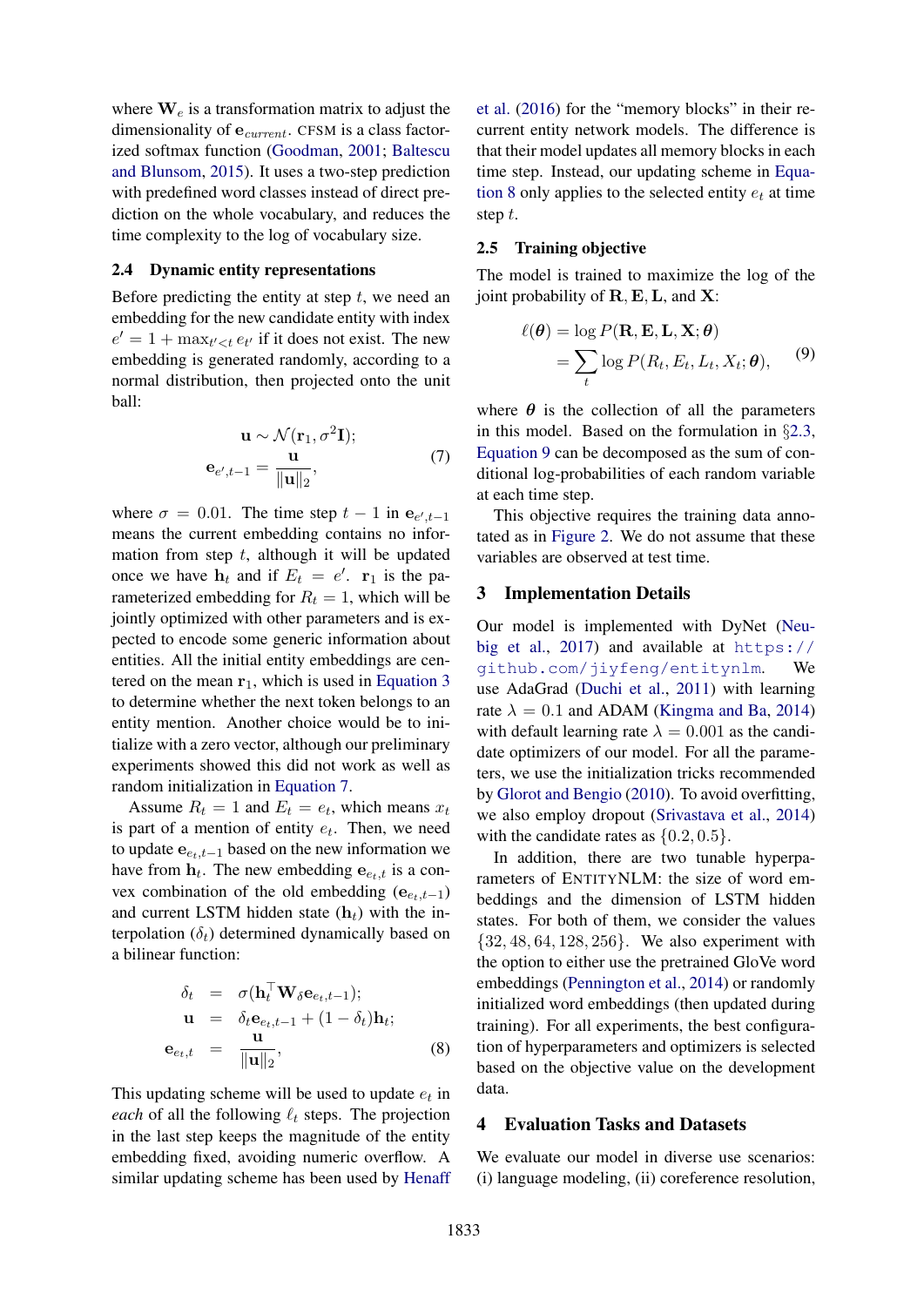where $\mathbf{W}_e$ is a transformation matrix to adjust the dimensionality of $\mathbf{e}_{current}$. CFSM is a class factorized softmax function (Goodman, 2001; Baltescu and Blunsom, 2015). It uses a two-step prediction with predefined word classes instead of direct prediction on the whole vocabulary, and reduces the time complexity to the log of vocabulary size.

## 2.4 Dynamic entity representations

Before predicting the entity at step $t$, we need an embedding for the new candidate entity with index $e' = 1 + \max_{t'<t} e_{t'}$ if it does not exist. The new embedding is generated randomly, according to a normal distribution, then projected onto the unit ball:

$$\mathbf{u} \sim \mathcal{N}(\mathbf{r}_1, \sigma^2\mathbf{I}); \\ \mathbf{e}_{e',t-1} = \frac{\mathbf{u}}{\|\mathbf{u}\|_2}, \tag{7}$$

where $\sigma = 0.01$. The time step $t-1$ in $\mathbf{e}_{e',t-1}$ means the current embedding contains no information from step $t$, although it will be updated once we have $\mathbf{h}_t$ and if $E_t = e'$. $\mathbf{r}_1$ is the parameterized embedding for $R_t = 1$, which will be jointly optimized with other parameters and is expected to encode some generic information about entities. All the initial entity embeddings are centered on the mean $\mathbf{r}_1$, which is used in Equation 3 to determine whether the next token belongs to an entity mention. Another choice would be to initialize with a zero vector, although our preliminary experiments showed this did not work as well as random initialization in Equation 7.

Assume $R_t = 1$ and $E_t = e_t$, which means $x_t$ is part of a mention of entity $e_t$. Then, we need to update $\mathbf{e}_{e_t,t-1}$ based on the new information we have from $\mathbf{h}_t$. The new embedding $\mathbf{e}_{e_t,t}$ is a convex combination of the old embedding ($\mathbf{e}_{e_t,t-1}$) and current LSTM hidden state ($\mathbf{h}_t$) with the interpolation ($\delta_t$) determined dynamically based on a bilinear function:

$$\begin{aligned} \delta_t &= \sigma(\mathbf{h}_t^\top \mathbf{W}_\delta \mathbf{e}_{e_t,t-1}); \\ \mathbf{u} &= \delta_t \mathbf{e}_{e_t,t-1} + (1-\delta_t)\mathbf{h}_t; \\ \mathbf{e}_{e_t,t} &= \frac{\mathbf{u}}{\|\mathbf{u}\|_2}, \end{aligned} \tag{8}$$

This updating scheme will be used to update $e_t$ in *each* of all the following $\ell_t$ steps. The projection in the last step keeps the magnitude of the entity embedding fixed, avoiding numeric overflow. A similar updating scheme has been used by Henaff et al. (2016) for the "memory blocks" in their recurrent entity network models. The difference is that their model updates all memory blocks in each time step. Instead, our updating scheme in Equation 8 only applies to the selected entity $e_t$ at time step $t$.

## 2.5 Training objective

The model is trained to maximize the log of the joint probability of $\mathbf{R}, \mathbf{E}, \mathbf{L}$, and $\mathbf{X}$:

$$\begin{aligned} \ell(\boldsymbol{\theta}) &= \log P(\mathbf{R}, \mathbf{E}, \mathbf{L}, \mathbf{X}; \boldsymbol{\theta}) \\ &= \sum_t \log P(R_t, E_t, L_t, X_t; \boldsymbol{\theta}), \end{aligned} \tag{9}$$

where $\boldsymbol{\theta}$ is the collection of all the parameters in this model. Based on the formulation in §2.3, Equation 9 can be decomposed as the sum of conditional log-probabilities of each random variable at each time step.

This objective requires the training data annotated as in Figure 2. We do not assume that these variables are observed at test time.

# 3 Implementation Details

Our model is implemented with DyNet (Neubig et al., 2017) and available at https://github.com/jiyfeng/entitynlm. We use AdaGrad (Duchi et al., 2011) with learning rate $\lambda = 0.1$ and ADAM (Kingma and Ba, 2014) with default learning rate $\lambda = 0.001$ as the candidate optimizers of our model. For all the parameters, we use the initialization tricks recommended by Glorot and Bengio (2010). To avoid overfitting, we also employ dropout (Srivastava et al., 2014) with the candidate rates as $\{0.2, 0.5\}$.

In addition, there are two tunable hyperparameters of ENTITYNLM: the size of word embeddings and the dimension of LSTM hidden states. For both of them, we consider the values $\{32, 48, 64, 128, 256\}$. We also experiment with the option to either use the pretrained GloVe word embeddings (Pennington et al., 2014) or randomly initialized word embeddings (then updated during training). For all experiments, the best configuration of hyperparameters and optimizers is selected based on the objective value on the development data.

# 4 Evaluation Tasks and Datasets

We evaluate our model in diverse use scenarios: (i) language modeling, (ii) coreference resolution,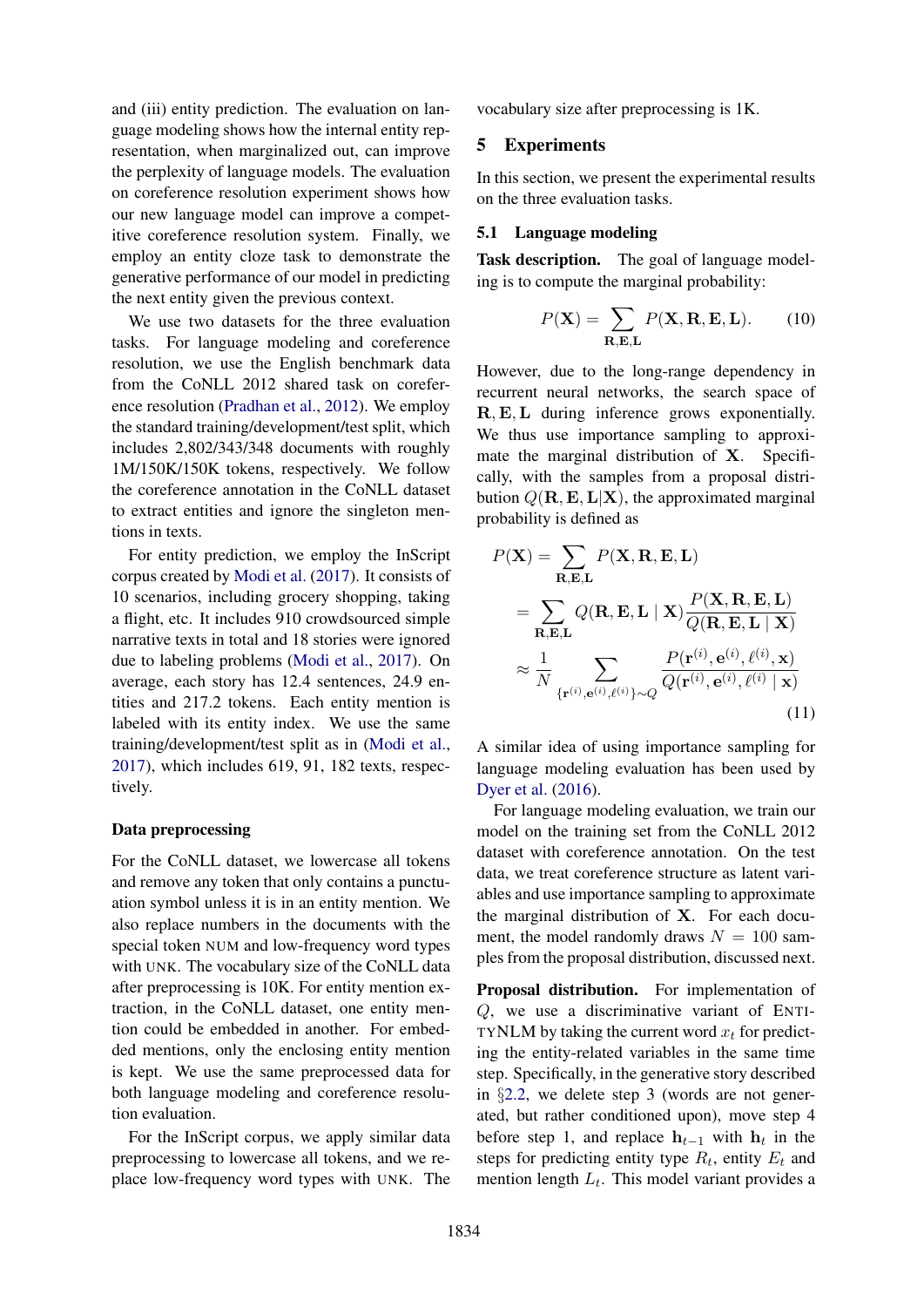and (iii) entity prediction. The evaluation on language modeling shows how the internal entity representation, when marginalized out, can improve the perplexity of language models. The evaluation on coreference resolution experiment shows how our new language model can improve a competitive coreference resolution system. Finally, we employ an entity cloze task to demonstrate the generative performance of our model in predicting the next entity given the previous context.

We use two datasets for the three evaluation tasks. For language modeling and coreference resolution, we use the English benchmark data from the CoNLL 2012 shared task on coreference resolution (Pradhan et al., 2012). We employ the standard training/development/test split, which includes 2,802/343/348 documents with roughly 1M/150K/150K tokens, respectively. We follow the coreference annotation in the CoNLL dataset to extract entities and ignore the singleton mentions in texts.

For entity prediction, we employ the InScript corpus created by Modi et al. (2017). It consists of 10 scenarios, including grocery shopping, taking a flight, etc. It includes 910 crowdsourced simple narrative texts in total and 18 stories were ignored due to labeling problems (Modi et al., 2017). On average, each story has 12.4 sentences, 24.9 entities and 217.2 tokens. Each entity mention is labeled with its entity index. We use the same training/development/test split as in (Modi et al., 2017), which includes 619, 91, 182 texts, respectively.

### Data preprocessing

For the CoNLL dataset, we lowercase all tokens and remove any token that only contains a punctuation symbol unless it is in an entity mention. We also replace numbers in the documents with the special token NUM and low-frequency word types with UNK. The vocabulary size of the CoNLL data after preprocessing is 10K. For entity mention extraction, in the CoNLL dataset, one entity mention could be embedded in another. For embedded mentions, only the enclosing entity mention is kept. We use the same preprocessed data for both language modeling and coreference resolution evaluation.

For the InScript corpus, we apply similar data preprocessing to lowercase all tokens, and we replace low-frequency word types with UNK. The vocabulary size after preprocessing is 1K.

## 5 Experiments

In this section, we present the experimental results on the three evaluation tasks.

### 5.1 Language modeling

**Task description.** The goal of language modeling is to compute the marginal probability:

$$P(\mathbf{X}) = \sum_{\mathbf{R},\mathbf{E},\mathbf{L}} P(\mathbf{X}, \mathbf{R}, \mathbf{E}, \mathbf{L}). \tag{10}$$

However, due to the long-range dependency in recurrent neural networks, the search space of $\mathbf{R}, \mathbf{E}, \mathbf{L}$ during inference grows exponentially. We thus use importance sampling to approximate the marginal distribution of $\mathbf{X}$. Specifically, with the samples from a proposal distribution $Q(\mathbf{R}, \mathbf{E}, \mathbf{L}|\mathbf{X})$, the approximated marginal probability is defined as

$$\begin{aligned} P(\mathbf{X}) &= \sum_{\mathbf{R},\mathbf{E},\mathbf{L}} P(\mathbf{X}, \mathbf{R}, \mathbf{E}, \mathbf{L}) \\ &= \sum_{\mathbf{R},\mathbf{E},\mathbf{L}} Q(\mathbf{R}, \mathbf{E}, \mathbf{L} \mid \mathbf{X}) \frac{P(\mathbf{X}, \mathbf{R}, \mathbf{E}, \mathbf{L})}{Q(\mathbf{R}, \mathbf{E}, \mathbf{L} \mid \mathbf{X})} \\ &\approx \frac{1}{N} \sum_{\{\mathbf{r}^{(i)}, \mathbf{e}^{(i)}, \ell^{(i)}\} \sim Q} \frac{P(\mathbf{r}^{(i)}, \mathbf{e}^{(i)}, \ell^{(i)}, \mathbf{x})}{Q(\mathbf{r}^{(i)}, \mathbf{e}^{(i)}, \ell^{(i)} \mid \mathbf{x})} \end{aligned} \tag{11}$$

A similar idea of using importance sampling for language modeling evaluation has been used by Dyer et al. (2016).

For language modeling evaluation, we train our model on the training set from the CoNLL 2012 dataset with coreference annotation. On the test data, we treat coreference structure as latent variables and use importance sampling to approximate the marginal distribution of $\mathbf{X}$. For each document, the model randomly draws $N = 100$ samples from the proposal distribution, discussed next.

**Proposal distribution.** For implementation of $Q$, we use a discriminative variant of ENTITYNLM by taking the current word $x_t$ for predicting the entity-related variables in the same time step. Specifically, in the generative story described in §2.2, we delete step 3 (words are not generated, but rather conditioned upon), move step 4 before step 1, and replace $\mathbf{h}_{t-1}$ with $\mathbf{h}_t$ in the steps for predicting entity type $R_t$, entity $E_t$ and mention length $L_t$. This model variant provides a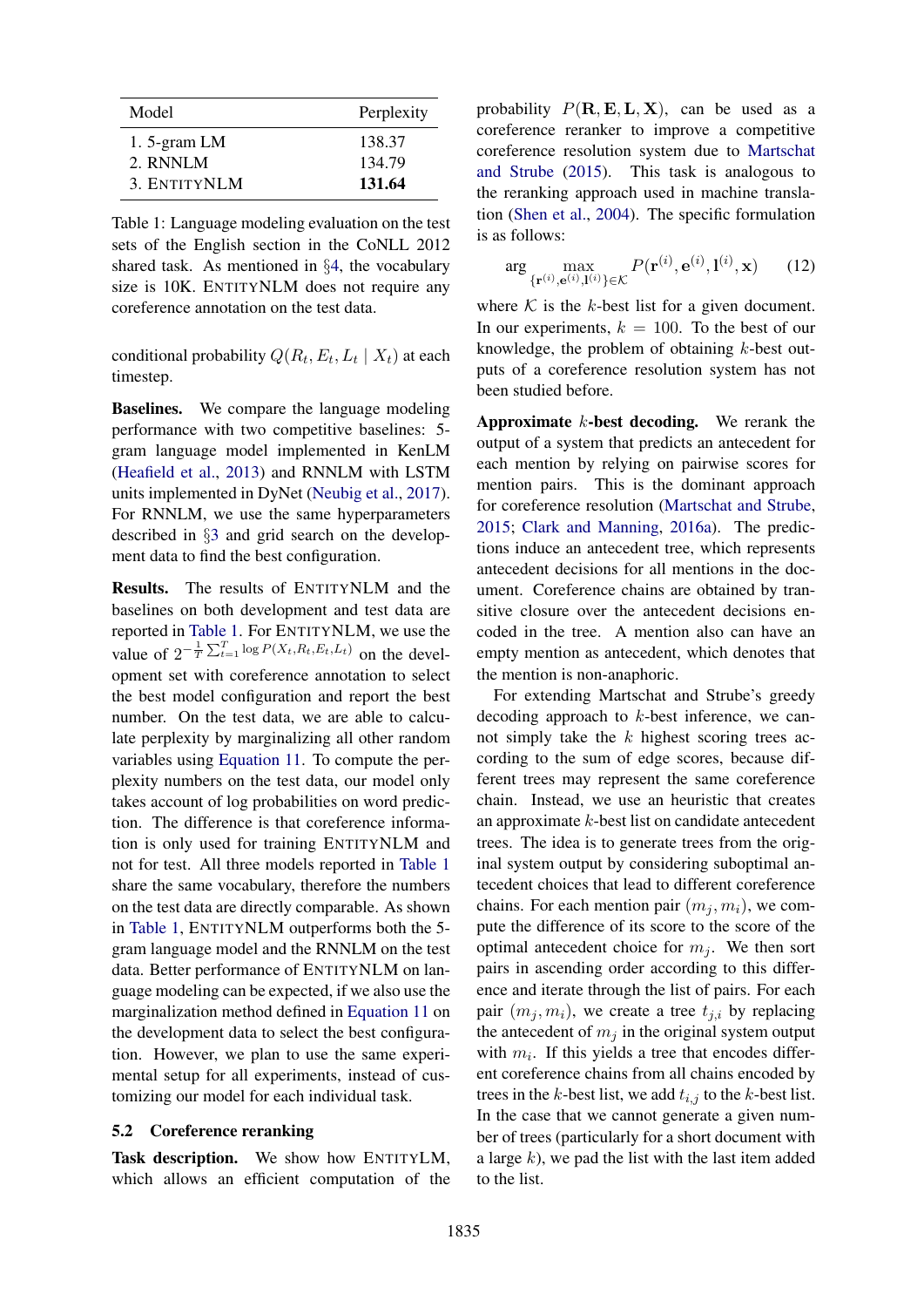| Model | Perplexity |
|---|---|
| 1. 5-gram LM | 138.37 |
| 2. RNNLM | 134.79 |
| 3. ENTITYNLM | **131.64** |

Table 1: Language modeling evaluation on the test sets of the English section in the CoNLL 2012 shared task. As mentioned in §4, the vocabulary size is 10K. ENTITYNLM does not require any coreference annotation on the test data.

conditional probability $Q(R_t, E_t, L_t \mid X_t)$ at each timestep.

**Baselines.** We compare the language modeling performance with two competitive baselines: 5-gram language model implemented in KenLM (Heafield et al., 2013) and RNNLM with LSTM units implemented in DyNet (Neubig et al., 2017). For RNNLM, we use the same hyperparameters described in §3 and grid search on the development data to find the best configuration.

**Results.** The results of ENTITYNLM and the baselines on both development and test data are reported in Table 1. For ENTITYNLM, we use the value of $2^{-\frac{1}{T}\sum_{t=1}^{T}\log P(X_t, R_t, E_t, L_t)}$ on the development set with coreference annotation to select the best model configuration and report the best number. On the test data, we are able to calculate perplexity by marginalizing all other random variables using Equation 11. To compute the perplexity numbers on the test data, our model only takes account of log probabilities on word prediction. The difference is that coreference information is only used for training ENTITYNLM and not for test. All three models reported in Table 1 share the same vocabulary, therefore the numbers on the test data are directly comparable. As shown in Table 1, ENTITYNLM outperforms both the 5-gram language model and the RNNLM on the test data. Better performance of ENTITYNLM on language modeling can be expected, if we also use the marginalization method defined in Equation 11 on the development data to select the best configuration. However, we plan to use the same experimental setup for all experiments, instead of customizing our model for each individual task.

### 5.2 Coreference reranking

**Task description.** We show how ENTITYLM, which allows an efficient computation of the probability $P(\mathbf{R}, \mathbf{E}, \mathbf{L}, \mathbf{X})$, can be used as a coreference reranker to improve a competitive coreference resolution system due to Martschat and Strube (2015). This task is analogous to the reranking approach used in machine translation (Shen et al., 2004). The specific formulation is as follows:

$$\arg\max_{\{\mathbf{r}^{(i)},\mathbf{e}^{(i)},\mathbf{l}^{(i)}\}\in\mathcal{K}} P(\mathbf{r}^{(i)}, \mathbf{e}^{(i)}, \mathbf{l}^{(i)}, \mathbf{x}) \quad (12)$$

where $\mathcal{K}$ is the $k$-best list for a given document. In our experiments, $k = 100$. To the best of our knowledge, the problem of obtaining $k$-best outputs of a coreference resolution system has not been studied before.

**Approximate $k$-best decoding.** We rerank the output of a system that predicts an antecedent for each mention by relying on pairwise scores for mention pairs. This is the dominant approach for coreference resolution (Martschat and Strube, 2015; Clark and Manning, 2016a). The predictions induce an antecedent tree, which represents antecedent decisions for all mentions in the document. Coreference chains are obtained by transitive closure over the antecedent decisions encoded in the tree. A mention also can have an empty mention as antecedent, which denotes that the mention is non-anaphoric.

For extending Martschat and Strube's greedy decoding approach to $k$-best inference, we cannot simply take the $k$ highest scoring trees according to the sum of edge scores, because different trees may represent the same coreference chain. Instead, we use an heuristic that creates an approximate $k$-best list on candidate antecedent trees. The idea is to generate trees from the original system output by considering suboptimal antecedent choices that lead to different coreference chains. For each mention pair $(m_j, m_i)$, we compute the difference of its score to the score of the optimal antecedent choice for $m_j$. We then sort pairs in ascending order according to this difference and iterate through the list of pairs. For each pair $(m_j, m_i)$, we create a tree $t_{j,i}$ by replacing the antecedent of $m_j$ in the original system output with $m_i$. If this yields a tree that encodes different coreference chains from all chains encoded by trees in the $k$-best list, we add $t_{i,j}$ to the $k$-best list. In the case that we cannot generate a given number of trees (particularly for a short document with a large $k$), we pad the list with the last item added to the list.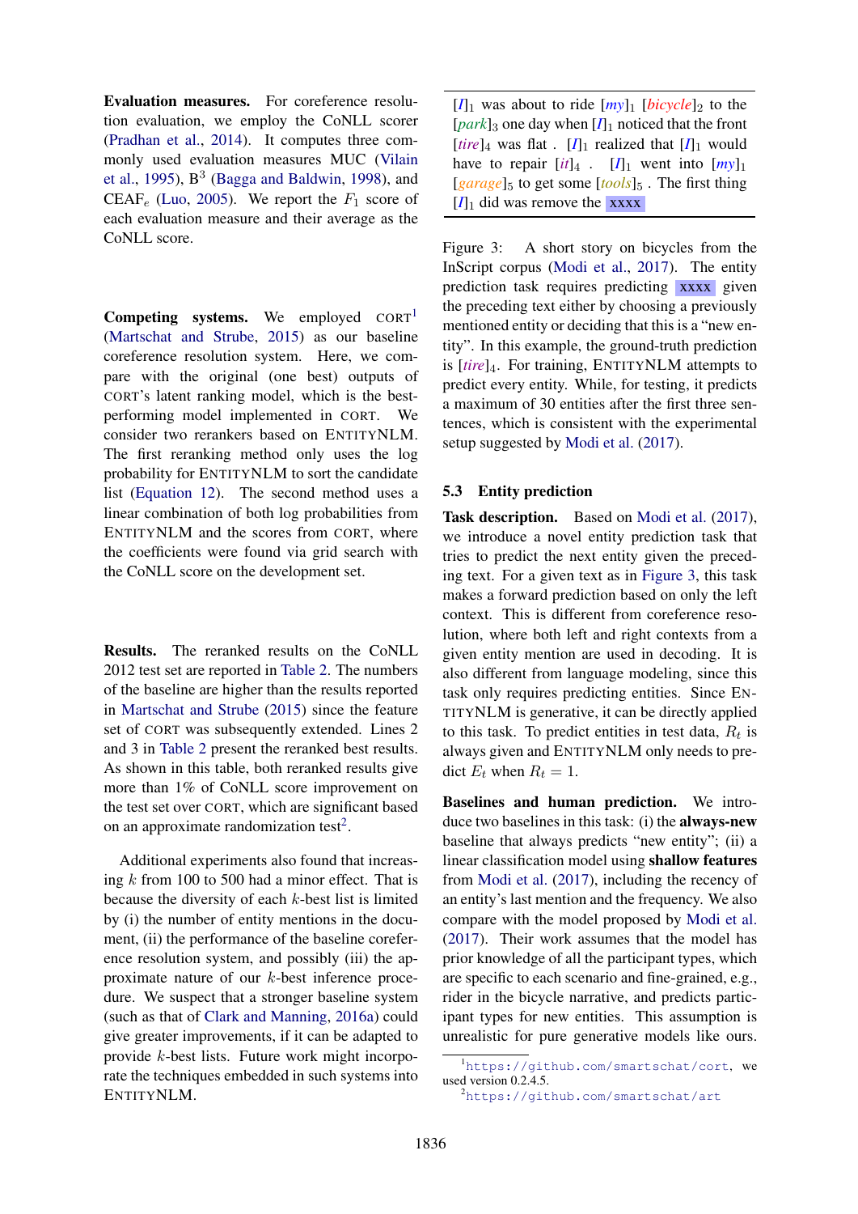**Evaluation measures.** For coreference resolution evaluation, we employ the CoNLL scorer (Pradhan et al., 2014). It computes three commonly used evaluation measures MUC (Vilain et al., 1995), B$^3$ (Bagga and Baldwin, 1998), and CEAF$_e$ (Luo, 2005). We report the $F_1$ score of each evaluation measure and their average as the CoNLL score.

**Competing systems.** We employed CORT[1] (Martschat and Strube, 2015) as our baseline coreference resolution system. Here, we compare with the original (one best) outputs of CORT's latent ranking model, which is the best-performing model implemented in CORT. We consider two rerankers based on ENTITYNLM. The first reranking method only uses the log probability for ENTITYNLM to sort the candidate list (Equation 12). The second method uses a linear combination of both log probabilities from ENTITYNLM and the scores from CORT, where the coefficients were found via grid search with the CoNLL score on the development set.

**Results.** The reranked results on the CoNLL 2012 test set are reported in Table 2. The numbers of the baseline are higher than the results reported in Martschat and Strube (2015) since the feature set of CORT was subsequently extended. Lines 2 and 3 in Table 2 present the reranked best results. As shown in this table, both reranked results give more than 1% of CoNLL score improvement on the test set over CORT, which are significant based on an approximate randomization test[2].

Additional experiments also found that increasing $k$ from 100 to 500 had a minor effect. That is because the diversity of each $k$-best list is limited by (i) the number of entity mentions in the document, (ii) the performance of the baseline coreference resolution system, and possibly (iii) the approximate nature of our $k$-best inference procedure. We suspect that a stronger baseline system (such as that of Clark and Manning, 2016a) could give greater improvements, if it can be adapted to provide $k$-best lists. Future work might incorporate the techniques embedded in such systems into ENTITYNLM.

[$I$]$_1$ was about to ride [*my*]$_1$ [*bicycle*]$_2$ to the [*park*]$_3$ one day when [$I$]$_1$ noticed that the front [*tire*]$_4$ was flat . [$I$]$_1$ realized that [$I$]$_1$ would have to repair [*it*]$_4$ . [$I$]$_1$ went into [*my*]$_1$ [*garage*]$_5$ to get some [*tools*]$_5$ . The first thing [$I$]$_1$ did was remove the xxxx

Figure 3: A short story on bicycles from the InScript corpus (Modi et al., 2017). The entity prediction task requires predicting xxxx given the preceding text either by choosing a previously mentioned entity or deciding that this is a "new entity". In this example, the ground-truth prediction is [*tire*]$_4$. For training, ENTITYNLM attempts to predict every entity. While, for testing, it predicts a maximum of 30 entities after the first three sentences, which is consistent with the experimental setup suggested by Modi et al. (2017).

### 5.3 Entity prediction

**Task description.** Based on Modi et al. (2017), we introduce a novel entity prediction task that tries to predict the next entity given the preceding text. For a given text as in Figure 3, this task makes a forward prediction based on only the left context. This is different from coreference resolution, where both left and right contexts from a given entity mention are used in decoding. It is also different from language modeling, since this task only requires predicting entities. Since ENTITYNLM is generative, it can be directly applied to this task. To predict entities in test data, $R_t$ is always given and ENTITYNLM only needs to predict $E_t$ when $R_t = 1$.

**Baselines and human prediction.** We introduce two baselines in this task: (i) the **always-new** baseline that always predicts "new entity"; (ii) a linear classification model using **shallow features** from Modi et al. (2017), including the recency of an entity's last mention and the frequency. We also compare with the model proposed by Modi et al. (2017). Their work assumes that the model has prior knowledge of all the participant types, which are specific to each scenario and fine-grained, e.g., rider in the bicycle narrative, and predicts participant types for new entities. This assumption is unrealistic for pure generative models like ours.

[1] https://github.com/smartschat/cort, we used version 0.2.4.5.

[2] https://github.com/smartschat/art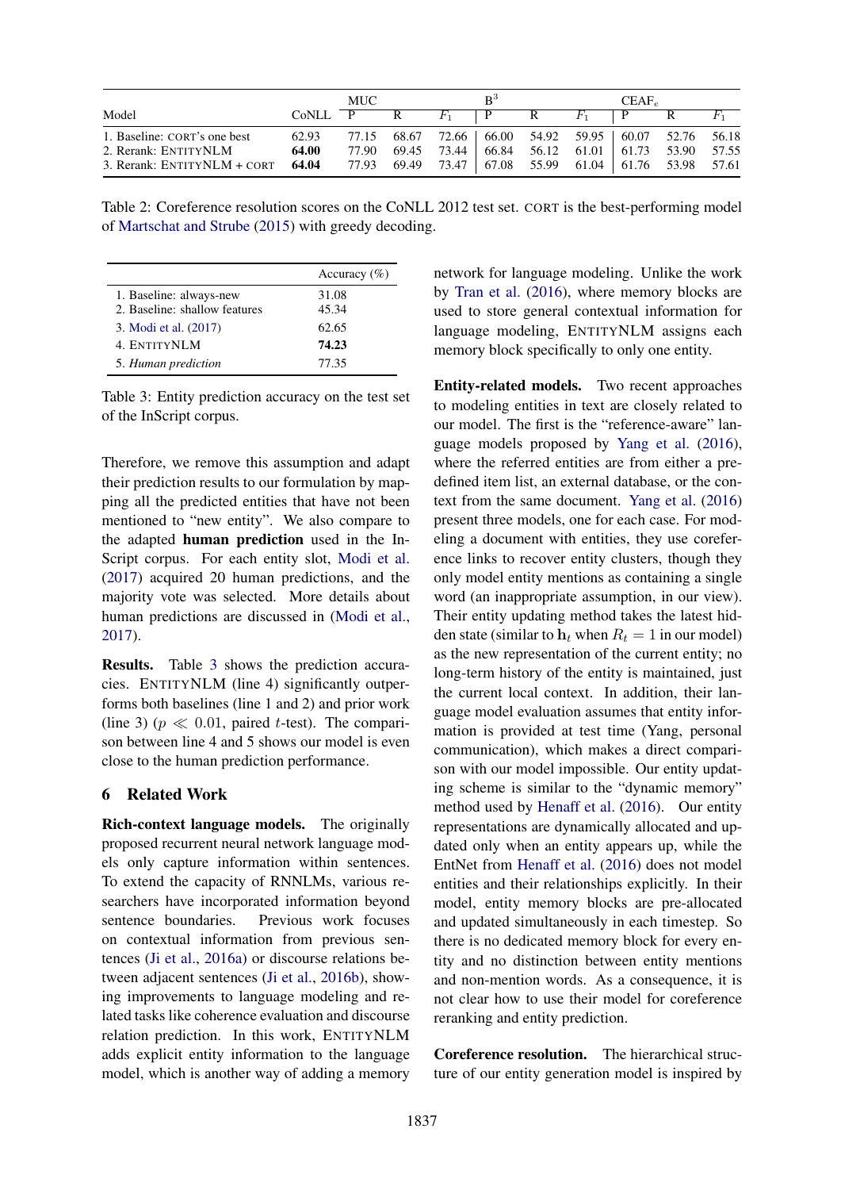| Model | CoNLL | MUC | | | $B^3$ | | | $CEAF_e$ | | |
|---|---|---|---|---|---|---|---|---|---|---|
| | | P | R | $F_1$ | P | R | $F_1$ | P | R | $F_1$ |
| 1. Baseline: CORT's one best | 62.93 | 77.15 | 68.67 | 72.66 | 66.00 | 54.92 | 59.95 | 60.07 | 52.76 | 56.18 |
| 2. Rerank: ENTITYNLM | **64.00** | 77.90 | 69.45 | 73.44 | 66.84 | 56.12 | 61.01 | 61.73 | 53.90 | 57.55 |
| 3. Rerank: ENTITYNLM + CORT | **64.04** | 77.93 | 69.49 | 73.47 | 67.08 | 55.99 | 61.04 | 61.76 | 53.98 | 57.61 |

Table 2: Coreference resolution scores on the CoNLL 2012 test set. CORT is the best-performing model of Martschat and Strube (2015) with greedy decoding.

| | Accuracy (%) |
|---|---|
| 1. Baseline: always-new | 31.08 |
| 2. Baseline: shallow features | 45.34 |
| 3. Modi et al. (2017) | 62.65 |
| 4. ENTITYNLM | **74.23** |
| 5. *Human prediction* | 77.35 |

Table 3: Entity prediction accuracy on the test set of the InScript corpus.

Therefore, we remove this assumption and adapt their prediction results to our formulation by mapping all the predicted entities that have not been mentioned to "new entity". We also compare to the adapted **human prediction** used in the InScript corpus. For each entity slot, Modi et al. (2017) acquired 20 human predictions, and the majority vote was selected. More details about human predictions are discussed in (Modi et al., 2017).

**Results.** Table 3 shows the prediction accuracies. ENTITYNLM (line 4) significantly outperforms both baselines (line 1 and 2) and prior work (line 3) ($p \ll 0.01$, paired $t$-test). The comparison between line 4 and 5 shows our model is even close to the human prediction performance.

## 6 Related Work

**Rich-context language models.** The originally proposed recurrent neural network language models only capture information within sentences. To extend the capacity of RNNLMs, various researchers have incorporated information beyond sentence boundaries. Previous work focuses on contextual information from previous sentences (Ji et al., 2016a) or discourse relations between adjacent sentences (Ji et al., 2016b), showing improvements to language modeling and related tasks like coherence evaluation and discourse relation prediction. In this work, ENTITYNLM adds explicit entity information to the language model, which is another way of adding a memory network for language modeling. Unlike the work by Tran et al. (2016), where memory blocks are used to store general contextual information for language modeling, ENTITYNLM assigns each memory block specifically to only one entity.

**Entity-related models.** Two recent approaches to modeling entities in text are closely related to our model. The first is the "reference-aware" language models proposed by Yang et al. (2016), where the referred entities are from either a predefined item list, an external database, or the context from the same document. Yang et al. (2016) present three models, one for each case. For modeling a document with entities, they use coreference links to recover entity clusters, though they only model entity mentions as containing a single word (an inappropriate assumption, in our view). Their entity updating method takes the latest hidden state (similar to $\mathbf{h}_t$ when $R_t = 1$ in our model) as the new representation of the current entity; no long-term history of the entity is maintained, just the current local context. In addition, their language model evaluation assumes that entity information is provided at test time (Yang, personal communication), which makes a direct comparison with our model impossible. Our entity updating scheme is similar to the "dynamic memory" method used by Henaff et al. (2016). Our entity representations are dynamically allocated and updated only when an entity appears up, while the EntNet from Henaff et al. (2016) does not model entities and their relationships explicitly. In their model, entity memory blocks are pre-allocated and updated simultaneously in each timestep. So there is no dedicated memory block for every entity and no distinction between entity mentions and non-mention words. As a consequence, it is not clear how to use their model for coreference reranking and entity prediction.

**Coreference resolution.** The hierarchical structure of our entity generation model is inspired by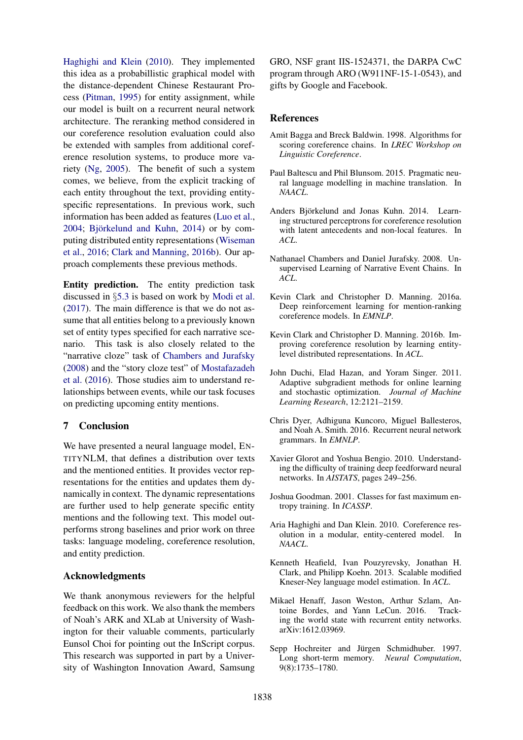Haghighi and Klein (2010). They implemented this idea as a probabilistic graphical model with the distance-dependent Chinese Restaurant Process (Pitman, 1995) for entity assignment, while our model is built on a recurrent neural network architecture. The reranking method considered in our coreference resolution evaluation could also be extended with samples from additional coreference resolution systems, to produce more variety (Ng, 2005). The benefit of such a system comes, we believe, from the explicit tracking of each entity throughout the text, providing entity-specific representations. In previous work, such information has been added as features (Luo et al., 2004; Björkelund and Kuhn, 2014) or by computing distributed entity representations (Wiseman et al., 2016; Clark and Manning, 2016b). Our approach complements these previous methods.

**Entity prediction.** The entity prediction task discussed in §5.3 is based on work by Modi et al. (2017). The main difference is that we do not assume that all entities belong to a previously known set of entity types specified for each narrative scenario. This task is also closely related to the "narrative cloze" task of Chambers and Jurafsky (2008) and the "story cloze test" of Mostafazadeh et al. (2016). Those studies aim to understand relationships between events, while our task focuses on predicting upcoming entity mentions.

## 7 Conclusion

We have presented a neural language model, EntityNLM, that defines a distribution over texts and the mentioned entities. It provides vector representations for the entities and updates them dynamically in context. The dynamic representations are further used to help generate specific entity mentions and the following text. This model outperforms strong baselines and prior work on three tasks: language modeling, coreference resolution, and entity prediction.

## Acknowledgments

We thank anonymous reviewers for the helpful feedback on this work. We also thank the members of Noah's ARK and XLab at University of Washington for their valuable comments, particularly Eunsol Choi for pointing out the InScript corpus. This research was supported in part by a University of Washington Innovation Award, Samsung GRO, NSF grant IIS-1524371, the DARPA CwC program through ARO (W911NF-15-1-0543), and gifts by Google and Facebook.

## References

Amit Bagga and Breck Baldwin. 1998. Algorithms for scoring coreference chains. In *LREC Workshop on Linguistic Coreference*.

Paul Baltescu and Phil Blunsom. 2015. Pragmatic neural language modelling in machine translation. In *NAACL*.

Anders Björkelund and Jonas Kuhn. 2014. Learning structured perceptrons for coreference resolution with latent antecedents and non-local features. In *ACL*.

Nathanael Chambers and Daniel Jurafsky. 2008. Unsupervised Learning of Narrative Event Chains. In *ACL*.

Kevin Clark and Christopher D. Manning. 2016a. Deep reinforcement learning for mention-ranking coreference models. In *EMNLP*.

Kevin Clark and Christopher D. Manning. 2016b. Improving coreference resolution by learning entity-level distributed representations. In *ACL*.

John Duchi, Elad Hazan, and Yoram Singer. 2011. Adaptive subgradient methods for online learning and stochastic optimization. *Journal of Machine Learning Research*, 12:2121–2159.

Chris Dyer, Adhiguna Kuncoro, Miguel Ballesteros, and Noah A. Smith. 2016. Recurrent neural network grammars. In *EMNLP*.

Xavier Glorot and Yoshua Bengio. 2010. Understanding the difficulty of training deep feedforward neural networks. In *AISTATS*, pages 249–256.

Joshua Goodman. 2001. Classes for fast maximum entropy training. In *ICASSP*.

Aria Haghighi and Dan Klein. 2010. Coreference resolution in a modular, entity-centered model. In *NAACL*.

Kenneth Heafield, Ivan Pouzyrevsky, Jonathan H. Clark, and Philipp Koehn. 2013. Scalable modified Kneser-Ney language model estimation. In *ACL*.

Mikael Henaff, Jason Weston, Arthur Szlam, Antoine Bordes, and Yann LeCun. 2016. Tracking the world state with recurrent entity networks. arXiv:1612.03969.

Sepp Hochreiter and Jürgen Schmidhuber. 1997. Long short-term memory. *Neural Computation*, 9(8):1735–1780.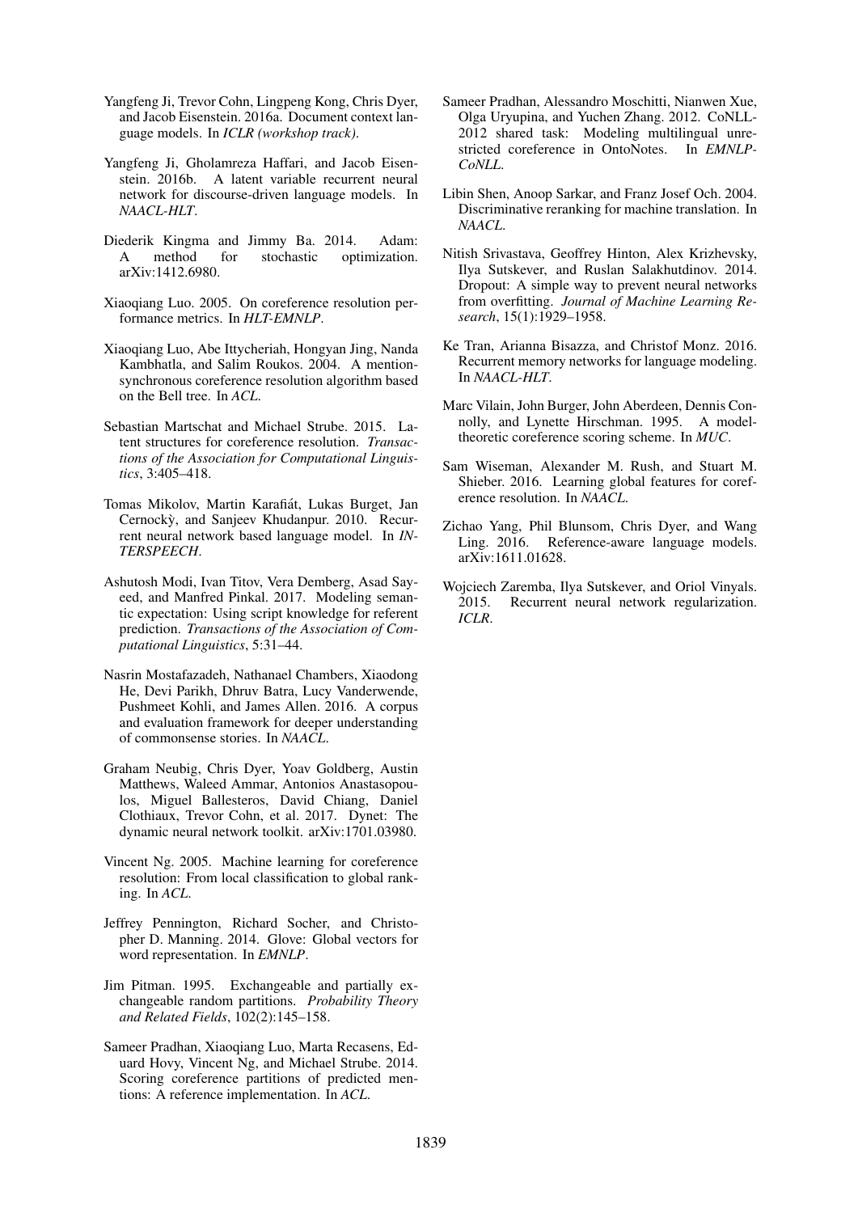Yangfeng Ji, Trevor Cohn, Lingpeng Kong, Chris Dyer, and Jacob Eisenstein. 2016a. Document context language models. In *ICLR (workshop track)*.

Yangfeng Ji, Gholamreza Haffari, and Jacob Eisenstein. 2016b. A latent variable recurrent neural network for discourse-driven language models. In *NAACL-HLT*.

Diederik Kingma and Jimmy Ba. 2014. Adam: A method for stochastic optimization. arXiv:1412.6980.

Xiaoqiang Luo. 2005. On coreference resolution performance metrics. In *HLT-EMNLP*.

Xiaoqiang Luo, Abe Ittycheriah, Hongyan Jing, Nanda Kambhatla, and Salim Roukos. 2004. A mention-synchronous coreference resolution algorithm based on the Bell tree. In *ACL*.

Sebastian Martschat and Michael Strube. 2015. Latent structures for coreference resolution. *Transactions of the Association for Computational Linguistics*, 3:405–418.

Tomas Mikolov, Martin Karafiát, Lukas Burget, Jan Cernockỳ, and Sanjeev Khudanpur. 2010. Recurrent neural network based language model. In *INTERSPEECH*.

Ashutosh Modi, Ivan Titov, Vera Demberg, Asad Sayeed, and Manfred Pinkal. 2017. Modeling semantic expectation: Using script knowledge for referent prediction. *Transactions of the Association of Computational Linguistics*, 5:31–44.

Nasrin Mostafazadeh, Nathanael Chambers, Xiaodong He, Devi Parikh, Dhruv Batra, Lucy Vanderwende, Pushmeet Kohli, and James Allen. 2016. A corpus and evaluation framework for deeper understanding of commonsense stories. In *NAACL*.

Graham Neubig, Chris Dyer, Yoav Goldberg, Austin Matthews, Waleed Ammar, Antonios Anastasopoulos, Miguel Ballesteros, David Chiang, Daniel Clothiaux, Trevor Cohn, et al. 2017. Dynet: The dynamic neural network toolkit. arXiv:1701.03980.

Vincent Ng. 2005. Machine learning for coreference resolution: From local classification to global ranking. In *ACL*.

Jeffrey Pennington, Richard Socher, and Christopher D. Manning. 2014. Glove: Global vectors for word representation. In *EMNLP*.

Jim Pitman. 1995. Exchangeable and partially exchangeable random partitions. *Probability Theory and Related Fields*, 102(2):145–158.

Sameer Pradhan, Xiaoqiang Luo, Marta Recasens, Eduard Hovy, Vincent Ng, and Michael Strube. 2014. Scoring coreference partitions of predicted mentions: A reference implementation. In *ACL*.

Sameer Pradhan, Alessandro Moschitti, Nianwen Xue, Olga Uryupina, and Yuchen Zhang. 2012. CoNLL-2012 shared task: Modeling multilingual unrestricted coreference in OntoNotes. In *EMNLP-CoNLL*.

Libin Shen, Anoop Sarkar, and Franz Josef Och. 2004. Discriminative reranking for machine translation. In *NAACL*.

Nitish Srivastava, Geoffrey Hinton, Alex Krizhevsky, Ilya Sutskever, and Ruslan Salakhutdinov. 2014. Dropout: A simple way to prevent neural networks from overfitting. *Journal of Machine Learning Research*, 15(1):1929–1958.

Ke Tran, Arianna Bisazza, and Christof Monz. 2016. Recurrent memory networks for language modeling. In *NAACL-HLT*.

Marc Vilain, John Burger, John Aberdeen, Dennis Connolly, and Lynette Hirschman. 1995. A model-theoretic coreference scoring scheme. In *MUC*.

Sam Wiseman, Alexander M. Rush, and Stuart M. Shieber. 2016. Learning global features for coreference resolution. In *NAACL*.

Zichao Yang, Phil Blunsom, Chris Dyer, and Wang Ling. 2016. Reference-aware language models. arXiv:1611.01628.

Wojciech Zaremba, Ilya Sutskever, and Oriol Vinyals. 2015. Recurrent neural network regularization. *ICLR*.